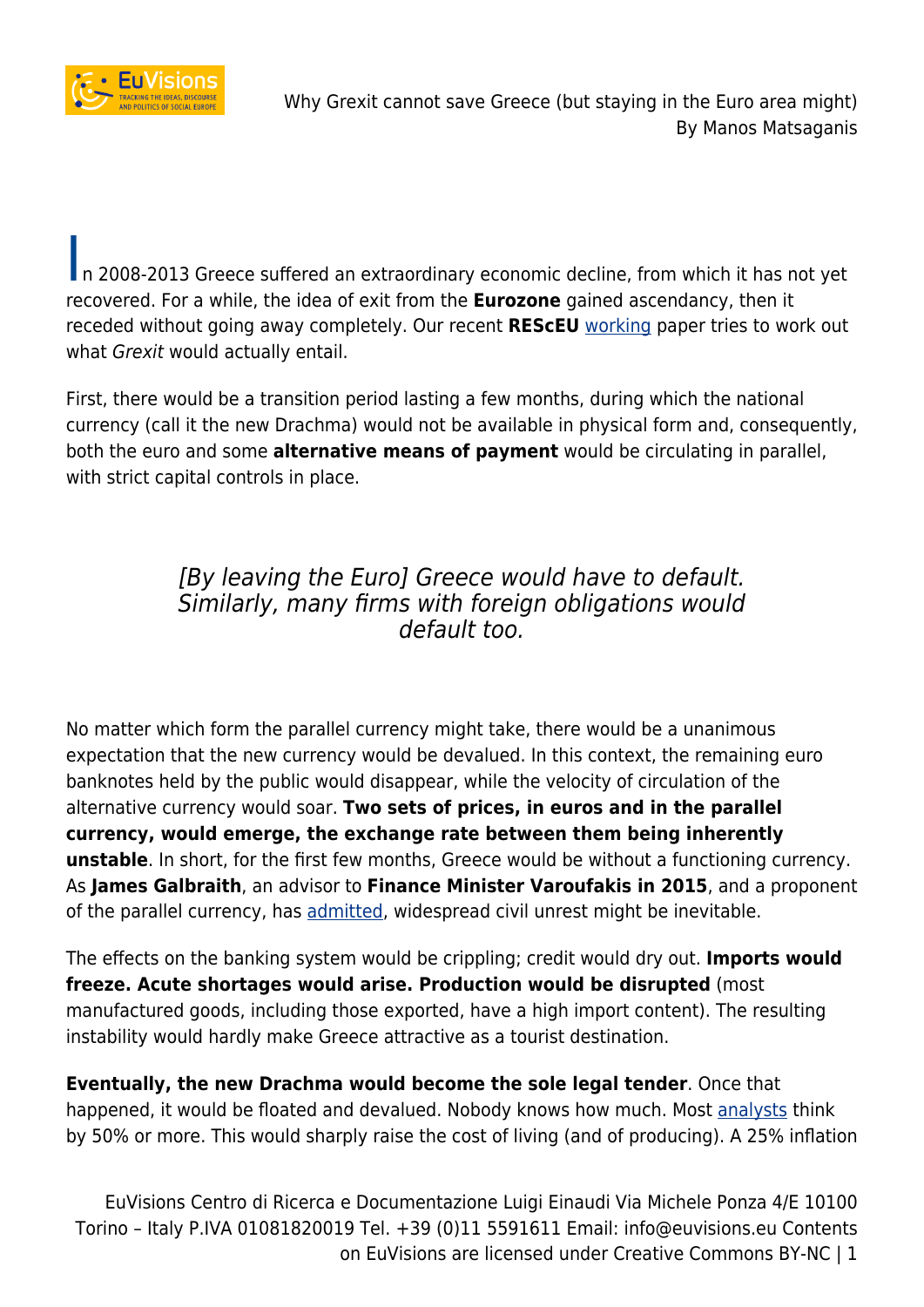Why Grexit cannot save Greece (but staying in the Euro area might)
By Manos Matsaganis

In 2008-2013 Greece suffered an extraordinary economic decline, from which it has not yet recovered. For a while, the idea of exit from the **Eurozone** gained ascendancy, then it receded without going away completely. Our recent **REScEU** working paper tries to work out what *Grexit* would actually entail.

First, there would be a transition period lasting a few months, during which the national currency (call it the new Drachma) would not be available in physical form and, consequently, both the euro and some **alternative means of payment** would be circulating in parallel, with strict capital controls in place.

> *[By leaving the Euro] Greece would have to default. Similarly, many firms with foreign obligations would default too.*

No matter which form the parallel currency might take, there would be a unanimous expectation that the new currency would be devalued. In this context, the remaining euro banknotes held by the public would disappear, while the velocity of circulation of the alternative currency would soar. **Two sets of prices, in euros and in the parallel currency, would emerge, the exchange rate between them being inherently unstable**. In short, for the first few months, Greece would be without a functioning currency. As **James Galbraith**, an advisor to **Finance Minister Varoufakis in 2015**, and a proponent of the parallel currency, has admitted, widespread civil unrest might be inevitable.

The effects on the banking system would be crippling; credit would dry out. **Imports would freeze. Acute shortages would arise. Production would be disrupted** (most manufactured goods, including those exported, have a high import content). The resulting instability would hardly make Greece attractive as a tourist destination.

**Eventually, the new Drachma would become the sole legal tender**. Once that happened, it would be floated and devalued. Nobody knows how much. Most analysts think by 50% or more. This would sharply raise the cost of living (and of producing). A 25% inflation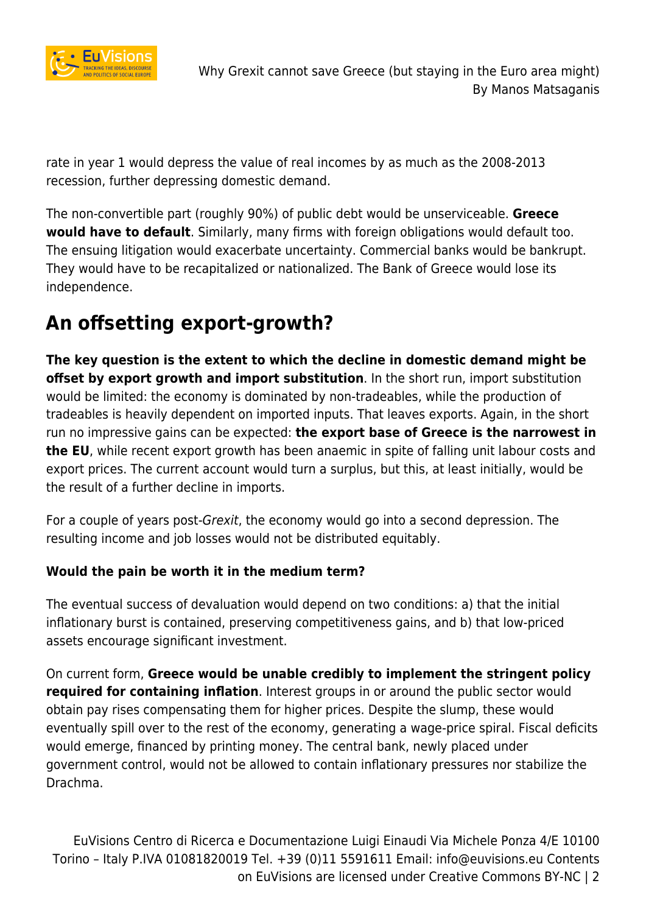rate in year 1 would depress the value of real incomes by as much as the 2008-2013 recession, further depressing domestic demand.

The non-convertible part (roughly 90%) of public debt would be unserviceable. **Greece would have to default**. Similarly, many firms with foreign obligations would default too. The ensuing litigation would exacerbate uncertainty. Commercial banks would be bankrupt. They would have to be recapitalized or nationalized. The Bank of Greece would lose its independence.

## An offsetting export-growth?

**The key question is the extent to which the decline in domestic demand might be offset by export growth and import substitution**. In the short run, import substitution would be limited: the economy is dominated by non-tradeables, while the production of tradeables is heavily dependent on imported inputs. That leaves exports. Again, in the short run no impressive gains can be expected: **the export base of Greece is the narrowest in the EU**, while recent export growth has been anaemic in spite of falling unit labour costs and export prices. The current account would turn a surplus, but this, at least initially, would be the result of a further decline in imports.

For a couple of years post-*Grexit*, the economy would go into a second depression. The resulting income and job losses would not be distributed equitably.

**Would the pain be worth it in the medium term?**

The eventual success of devaluation would depend on two conditions: a) that the initial inflationary burst is contained, preserving competitiveness gains, and b) that low-priced assets encourage significant investment.

On current form, **Greece would be unable credibly to implement the stringent policy required for containing inflation**. Interest groups in or around the public sector would obtain pay rises compensating them for higher prices. Despite the slump, these would eventually spill over to the rest of the economy, generating a wage-price spiral. Fiscal deficits would emerge, financed by printing money. The central bank, newly placed under government control, would not be allowed to contain inflationary pressures nor stabilize the Drachma.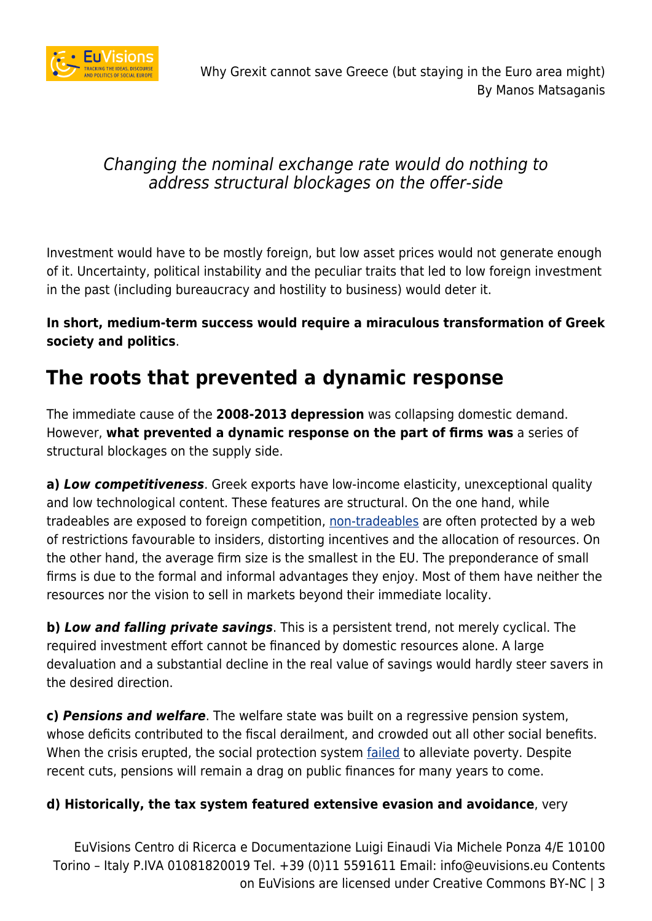*Changing the nominal exchange rate would do nothing to address structural blockages on the offer-side*

Investment would have to be mostly foreign, but low asset prices would not generate enough of it. Uncertainty, political instability and the peculiar traits that led to low foreign investment in the past (including bureaucracy and hostility to business) would deter it.

**In short, medium-term success would require a miraculous transformation of Greek society and politics**.

## The roots that prevented a dynamic response

The immediate cause of the **2008-2013 depression** was collapsing domestic demand. However, **what prevented a dynamic response on the part of firms was** a series of structural blockages on the supply side.

**a) *Low competitiveness***. Greek exports have low-income elasticity, unexceptional quality and low technological content. These features are structural. On the one hand, while tradeables are exposed to foreign competition, non-tradeables are often protected by a web of restrictions favourable to insiders, distorting incentives and the allocation of resources. On the other hand, the average firm size is the smallest in the EU. The preponderance of small firms is due to the formal and informal advantages they enjoy. Most of them have neither the resources nor the vision to sell in markets beyond their immediate locality.

**b) *Low and falling private savings***. This is a persistent trend, not merely cyclical. The required investment effort cannot be financed by domestic resources alone. A large devaluation and a substantial decline in the real value of savings would hardly steer savers in the desired direction.

**c) *Pensions and welfare***. The welfare state was built on a regressive pension system, whose deficits contributed to the fiscal derailment, and crowded out all other social benefits. When the crisis erupted, the social protection system failed to alleviate poverty. Despite recent cuts, pensions will remain a drag on public finances for many years to come.

**d) Historically, the tax system featured extensive evasion and avoidance**, very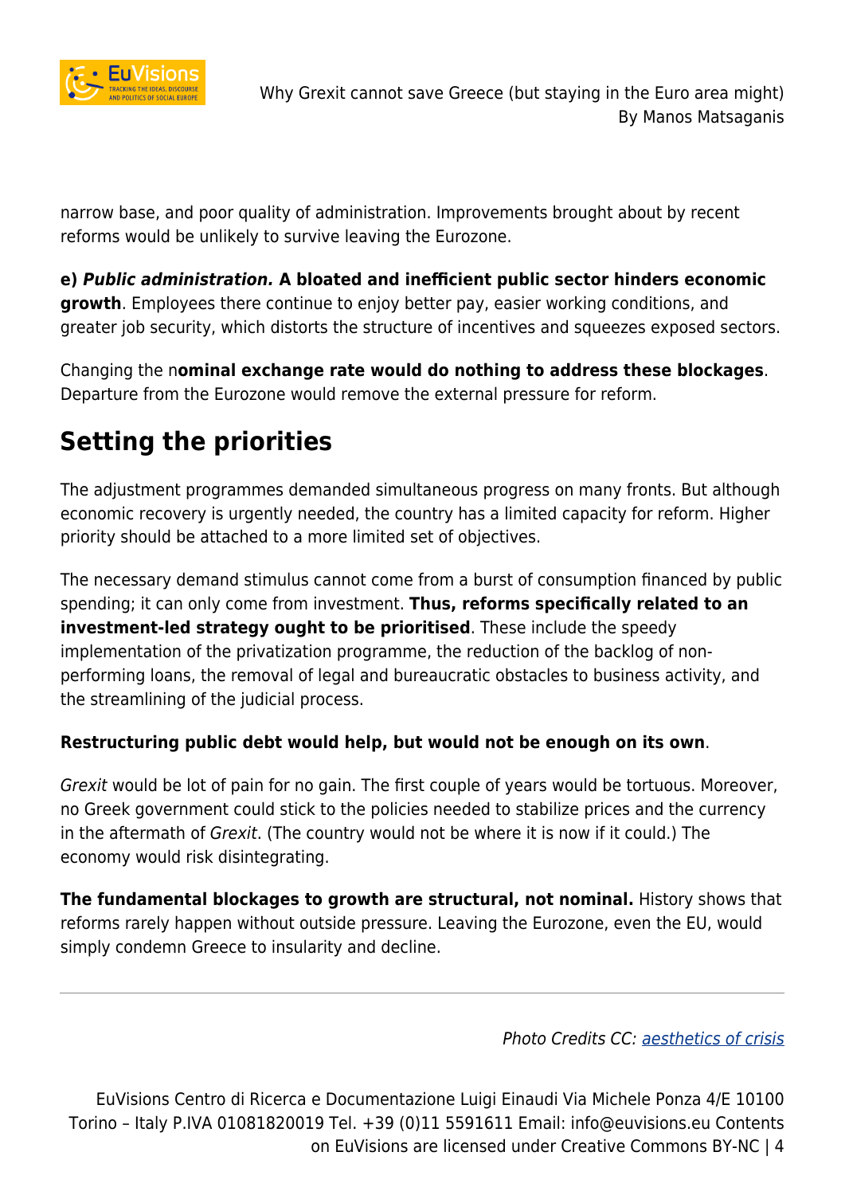narrow base, and poor quality of administration. Improvements brought about by recent reforms would be unlikely to survive leaving the Eurozone.

**e) *Public administration.* A bloated and inefficient public sector hinders economic growth**. Employees there continue to enjoy better pay, easier working conditions, and greater job security, which distorts the structure of incentives and squeezes exposed sectors.

Changing the n**ominal exchange rate would do nothing to address these blockages**. Departure from the Eurozone would remove the external pressure for reform.

## Setting the priorities

The adjustment programmes demanded simultaneous progress on many fronts. But although economic recovery is urgently needed, the country has a limited capacity for reform. Higher priority should be attached to a more limited set of objectives.

The necessary demand stimulus cannot come from a burst of consumption financed by public spending; it can only come from investment. **Thus, reforms specifically related to an investment-led strategy ought to be prioritised**. These include the speedy implementation of the privatization programme, the reduction of the backlog of non-performing loans, the removal of legal and bureaucratic obstacles to business activity, and the streamlining of the judicial process.

**Restructuring public debt would help, but would not be enough on its own**.

*Grexit* would be lot of pain for no gain. The first couple of years would be tortuous. Moreover, no Greek government could stick to the policies needed to stabilize prices and the currency in the aftermath of *Grexit*. (The country would not be where it is now if it could.) The economy would risk disintegrating.

**The fundamental blockages to growth are structural, not nominal.** History shows that reforms rarely happen without outside pressure. Leaving the Eurozone, even the EU, would simply condemn Greece to insularity and decline.

---

*Photo Credits CC: aesthetics of crisis*